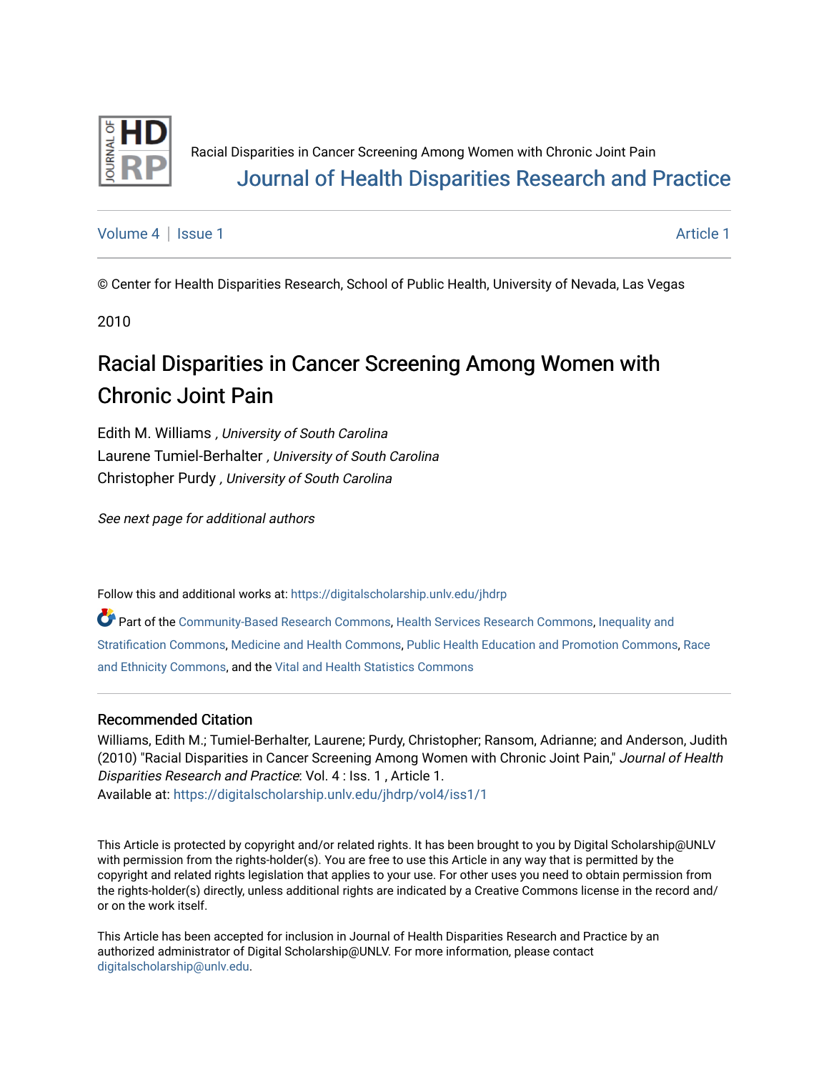Racial Disparities in Cancer Screening Among Women with Chronic Joint Pain

# Journal of Health Disparities Research and Practice

Volume 4 | Issue 1 | Article 1

© Center for Health Disparities Research, School of Public Health, University of Nevada, Las Vegas

2010

# Racial Disparities in Cancer Screening Among Women with Chronic Joint Pain

Edith M. Williams *, University of South Carolina*
Laurene Tumiel-Berhalter *, University of South Carolina*
Christopher Purdy *, University of South Carolina*

*See next page for additional authors*

Follow this and additional works at: https://digitalscholarship.unlv.edu/jhdrp

Part of the Community-Based Research Commons, Health Services Research Commons, Inequality and Stratification Commons, Medicine and Health Commons, Public Health Education and Promotion Commons, Race and Ethnicity Commons, and the Vital and Health Statistics Commons

## Recommended Citation

Williams, Edith M.; Tumiel-Berhalter, Laurene; Purdy, Christopher; Ransom, Adrianne; and Anderson, Judith (2010) "Racial Disparities in Cancer Screening Among Women with Chronic Joint Pain," *Journal of Health Disparities Research and Practice*: Vol. 4 : Iss. 1 , Article 1.
Available at: https://digitalscholarship.unlv.edu/jhdrp/vol4/iss1/1

This Article is protected by copyright and/or related rights. It has been brought to you by Digital Scholarship@UNLV with permission from the rights-holder(s). You are free to use this Article in any way that is permitted by the copyright and related rights legislation that applies to your use. For other uses you need to obtain permission from the rights-holder(s) directly, unless additional rights are indicated by a Creative Commons license in the record and/or on the work itself.

This Article has been accepted for inclusion in Journal of Health Disparities Research and Practice by an authorized administrator of Digital Scholarship@UNLV. For more information, please contact digitalscholarship@unlv.edu.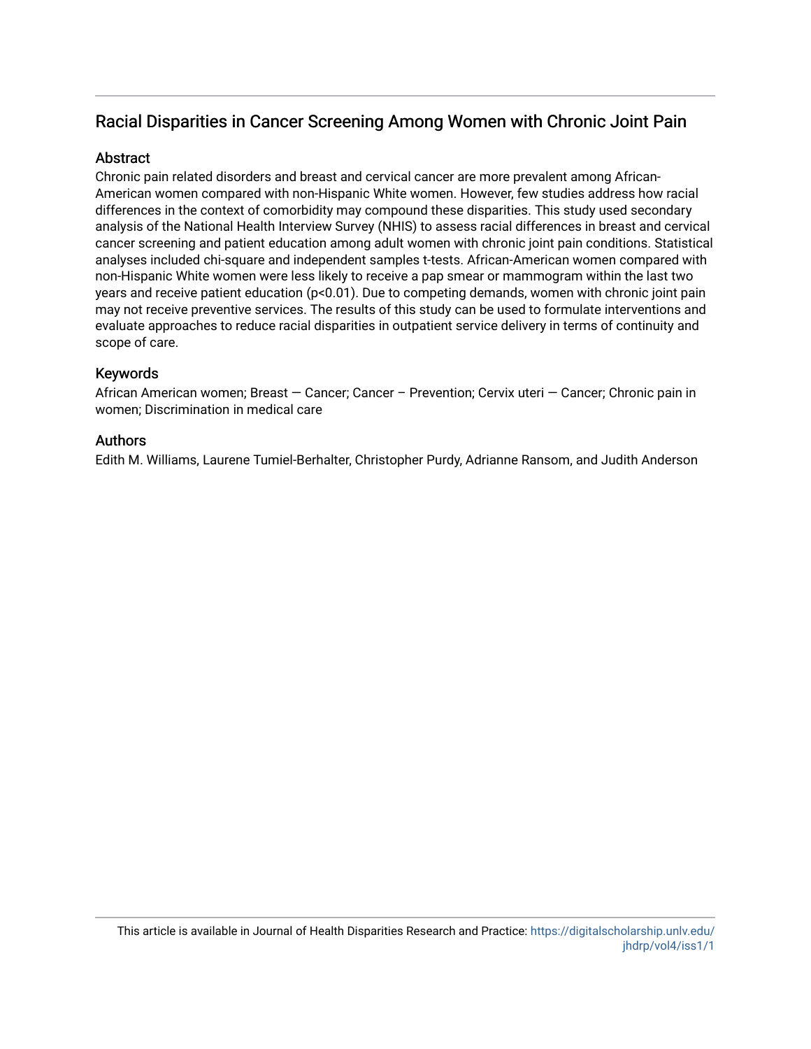## Racial Disparities in Cancer Screening Among Women with Chronic Joint Pain

### Abstract

Chronic pain related disorders and breast and cervical cancer are more prevalent among African-American women compared with non-Hispanic White women. However, few studies address how racial differences in the context of comorbidity may compound these disparities. This study used secondary analysis of the National Health Interview Survey (NHIS) to assess racial differences in breast and cervical cancer screening and patient education among adult women with chronic joint pain conditions. Statistical analyses included chi-square and independent samples t-tests. African-American women compared with non-Hispanic White women were less likely to receive a pap smear or mammogram within the last two years and receive patient education ($p<0.01$). Due to competing demands, women with chronic joint pain may not receive preventive services. The results of this study can be used to formulate interventions and evaluate approaches to reduce racial disparities in outpatient service delivery in terms of continuity and scope of care.

### Keywords

African American women; Breast — Cancer; Cancer – Prevention; Cervix uteri — Cancer; Chronic pain in women; Discrimination in medical care

### Authors

Edith M. Williams, Laurene Tumiel-Berhalter, Christopher Purdy, Adrianne Ransom, and Judith Anderson

This article is available in Journal of Health Disparities Research and Practice: https://digitalscholarship.unlv.edu/jhdrp/vol4/iss1/1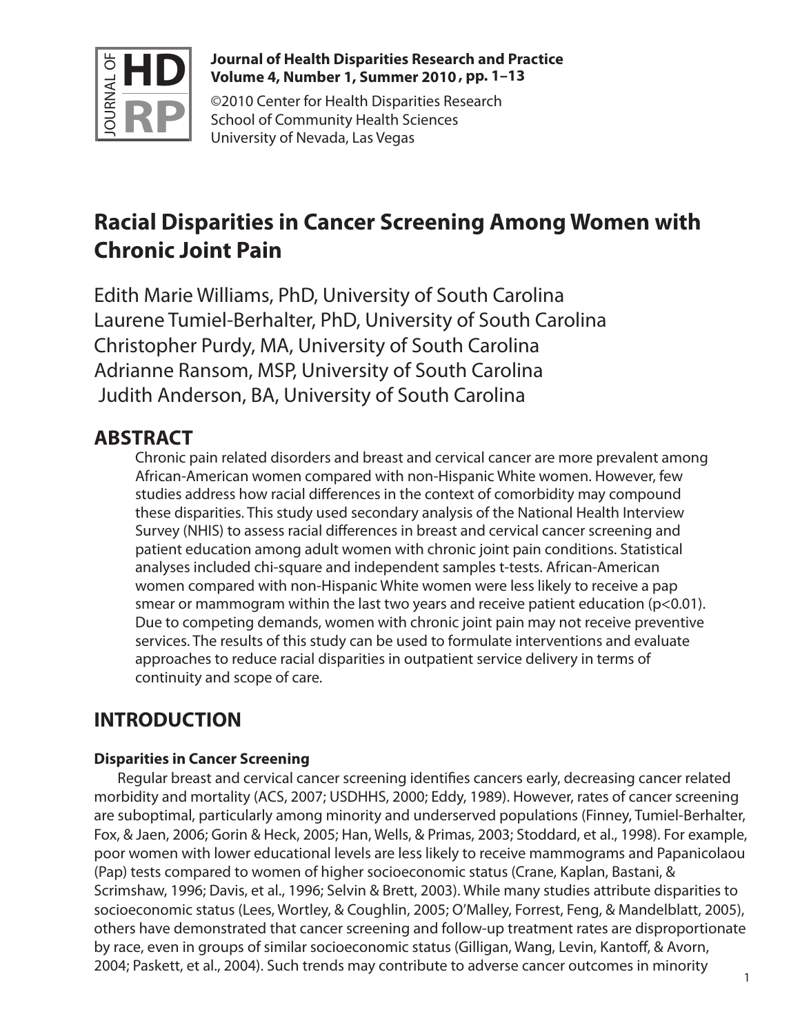# Racial Disparities in Cancer Screening Among Women with Chronic Joint Pain

Edith Marie Williams, PhD, University of South Carolina
Laurene Tumiel-Berhalter, PhD, University of South Carolina
Christopher Purdy, MA, University of South Carolina
Adrianne Ransom, MSP, University of South Carolina
Judith Anderson, BA, University of South Carolina

## ABSTRACT

Chronic pain related disorders and breast and cervical cancer are more prevalent among African-American women compared with non-Hispanic White women. However, few studies address how racial differences in the context of comorbidity may compound these disparities. This study used secondary analysis of the National Health Interview Survey (NHIS) to assess racial differences in breast and cervical cancer screening and patient education among adult women with chronic joint pain conditions. Statistical analyses included chi-square and independent samples t-tests. African-American women compared with non-Hispanic White women were less likely to receive a pap smear or mammogram within the last two years and receive patient education ($p<0.01$). Due to competing demands, women with chronic joint pain may not receive preventive services. The results of this study can be used to formulate interventions and evaluate approaches to reduce racial disparities in outpatient service delivery in terms of continuity and scope of care.

## INTRODUCTION

### Disparities in Cancer Screening

Regular breast and cervical cancer screening identifies cancers early, decreasing cancer related morbidity and mortality (ACS, 2007; USDHHS, 2000; Eddy, 1989). However, rates of cancer screening are suboptimal, particularly among minority and underserved populations (Finney, Tumiel-Berhalter, Fox, & Jaen, 2006; Gorin & Heck, 2005; Han, Wells, & Primas, 2003; Stoddard, et al., 1998). For example, poor women with lower educational levels are less likely to receive mammograms and Papanicolaou (Pap) tests compared to women of higher socioeconomic status (Crane, Kaplan, Bastani, & Scrimshaw, 1996; Davis, et al., 1996; Selvin & Brett, 2003). While many studies attribute disparities to socioeconomic status (Lees, Wortley, & Coughlin, 2005; O'Malley, Forrest, Feng, & Mandelblatt, 2005), others have demonstrated that cancer screening and follow-up treatment rates are disproportionate by race, even in groups of similar socioeconomic status (Gilligan, Wang, Levin, Kantoff, & Avorn, 2004; Paskett, et al., 2004). Such trends may contribute to adverse cancer outcomes in minority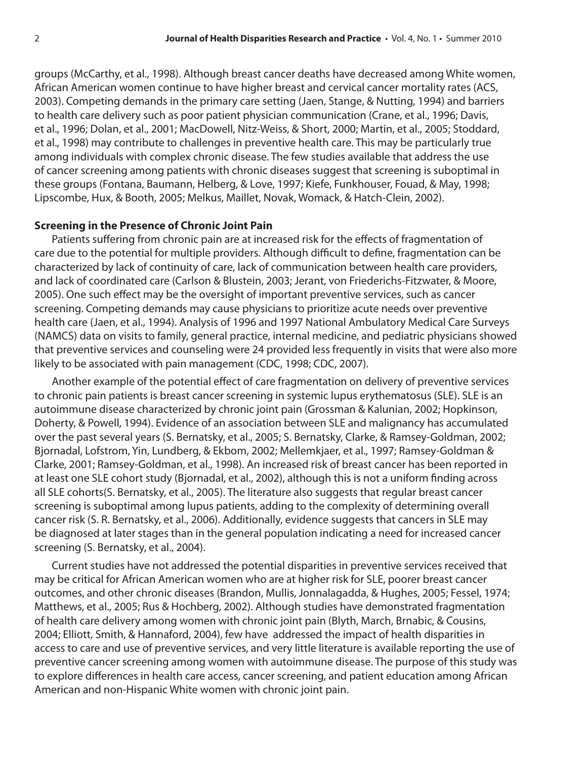groups (McCarthy, et al., 1998). Although breast cancer deaths have decreased among White women, African American women continue to have higher breast and cervical cancer mortality rates (ACS, 2003). Competing demands in the primary care setting (Jaen, Stange, & Nutting, 1994) and barriers to health care delivery such as poor patient physician communication (Crane, et al., 1996; Davis, et al., 1996; Dolan, et al., 2001; MacDowell, Nitz-Weiss, & Short, 2000; Martin, et al., 2005; Stoddard, et al., 1998) may contribute to challenges in preventive health care. This may be particularly true among individuals with complex chronic disease. The few studies available that address the use of cancer screening among patients with chronic diseases suggest that screening is suboptimal in these groups (Fontana, Baumann, Helberg, & Love, 1997; Kiefe, Funkhouser, Fouad, & May, 1998; Lipscombe, Hux, & Booth, 2005; Melkus, Maillet, Novak, Womack, & Hatch-Clein, 2002).

**Screening in the Presence of Chronic Joint Pain**

Patients suffering from chronic pain are at increased risk for the effects of fragmentation of care due to the potential for multiple providers. Although difficult to define, fragmentation can be characterized by lack of continuity of care, lack of communication between health care providers, and lack of coordinated care (Carlson & Blustein, 2003; Jerant, von Friederichs-Fitzwater, & Moore, 2005). One such effect may be the oversight of important preventive services, such as cancer screening. Competing demands may cause physicians to prioritize acute needs over preventive health care (Jaen, et al., 1994). Analysis of 1996 and 1997 National Ambulatory Medical Care Surveys (NAMCS) data on visits to family, general practice, internal medicine, and pediatric physicians showed that preventive services and counseling were 24 provided less frequently in visits that were also more likely to be associated with pain management (CDC, 1998; CDC, 2007).

Another example of the potential effect of care fragmentation on delivery of preventive services to chronic pain patients is breast cancer screening in systemic lupus erythematosus (SLE). SLE is an autoimmune disease characterized by chronic joint pain (Grossman & Kalunian, 2002; Hopkinson, Doherty, & Powell, 1994). Evidence of an association between SLE and malignancy has accumulated over the past several years (S. Bernatsky, et al., 2005; S. Bernatsky, Clarke, & Ramsey-Goldman, 2002; Bjornadal, Lofstrom, Yin, Lundberg, & Ekbom, 2002; Mellemkjaer, et al., 1997; Ramsey-Goldman & Clarke, 2001; Ramsey-Goldman, et al., 1998). An increased risk of breast cancer has been reported in at least one SLE cohort study (Bjornadal, et al., 2002), although this is not a uniform finding across all SLE cohorts(S. Bernatsky, et al., 2005). The literature also suggests that regular breast cancer screening is suboptimal among lupus patients, adding to the complexity of determining overall cancer risk (S. R. Bernatsky, et al., 2006). Additionally, evidence suggests that cancers in SLE may be diagnosed at later stages than in the general population indicating a need for increased cancer screening (S. Bernatsky, et al., 2004).

Current studies have not addressed the potential disparities in preventive services received that may be critical for African American women who are at higher risk for SLE, poorer breast cancer outcomes, and other chronic diseases (Brandon, Mullis, Jonnalagadda, & Hughes, 2005; Fessel, 1974; Matthews, et al., 2005; Rus & Hochberg, 2002). Although studies have demonstrated fragmentation of health care delivery among women with chronic joint pain (Blyth, March, Brnabic, & Cousins, 2004; Elliott, Smith, & Hannaford, 2004), few have addressed the impact of health disparities in access to care and use of preventive services, and very little literature is available reporting the use of preventive cancer screening among women with autoimmune disease. The purpose of this study was to explore differences in health care access, cancer screening, and patient education among African American and non-Hispanic White women with chronic joint pain.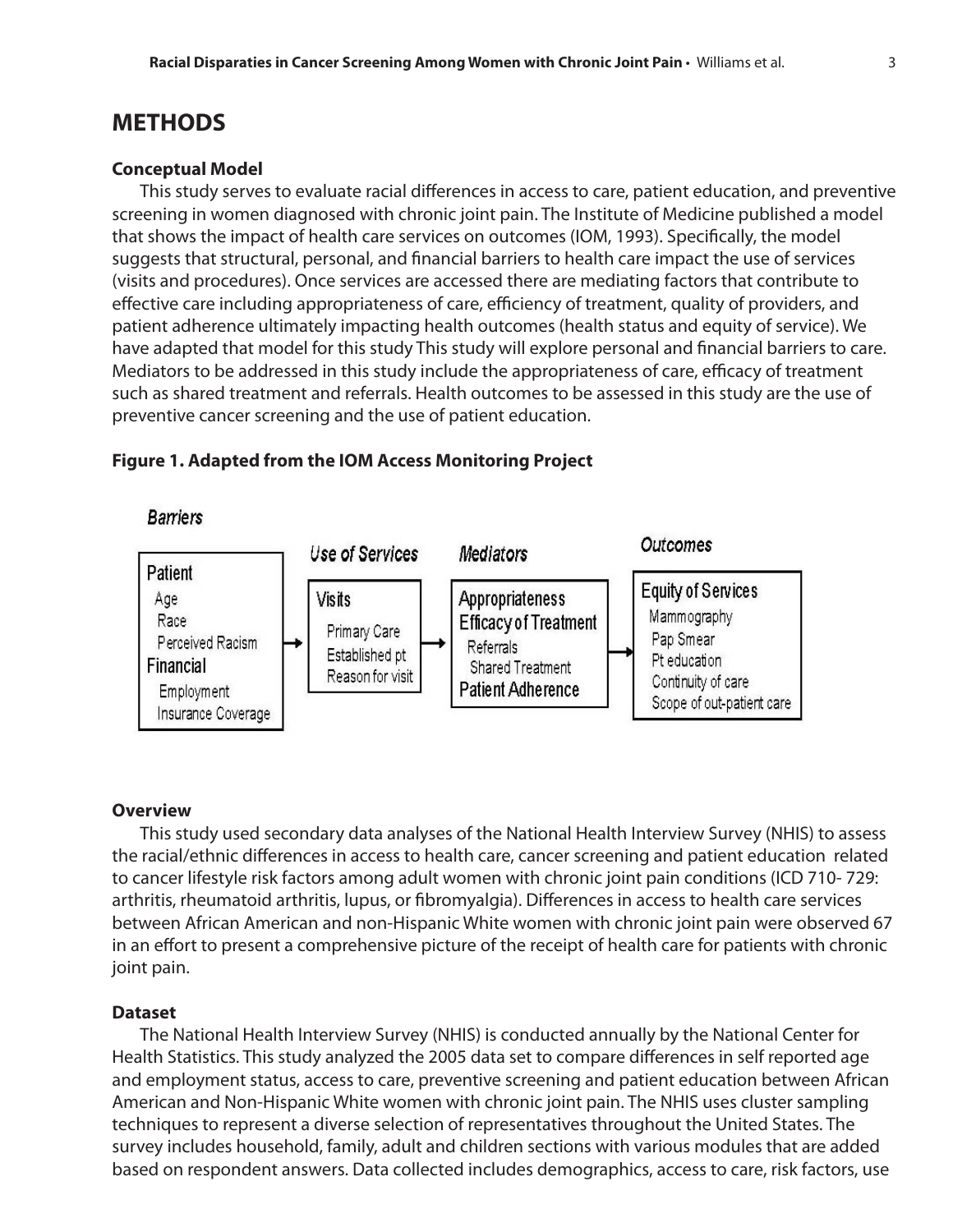## METHODS

### Conceptual Model

This study serves to evaluate racial differences in access to care, patient education, and preventive screening in women diagnosed with chronic joint pain. The Institute of Medicine published a model that shows the impact of health care services on outcomes (IOM, 1993). Specifically, the model suggests that structural, personal, and financial barriers to health care impact the use of services (visits and procedures). Once services are accessed there are mediating factors that contribute to effective care including appropriateness of care, efficiency of treatment, quality of providers, and patient adherence ultimately impacting health outcomes (health status and equity of service). We have adapted that model for this study This study will explore personal and financial barriers to care. Mediators to be addressed in this study include the appropriateness of care, efficacy of treatment such as shared treatment and referrals. Health outcomes to be assessed in this study are the use of preventive cancer screening and the use of patient education.

**Figure 1. Adapted from the IOM Access Monitoring Project**

| *Barriers* | *Use of Services* | *Mediators* | *Outcomes* |
|---|---|---|---|
| **Patient**<br>Age<br>Race<br>Perceived Racism<br>**Financial**<br>Employment<br>Insurance Coverage | **Visits**<br>Primary Care<br>Established pt<br>Reason for visit | **Appropriateness**<br>**Efficacy of Treatment**<br>Referrals<br>Shared Treatment<br>**Patient Adherence** | **Equity of Services**<br>Mammography<br>Pap Smear<br>Pt education<br>Continuity of care<br>Scope of out-patient care |

### Overview

This study used secondary data analyses of the National Health Interview Survey (NHIS) to assess the racial/ethnic differences in access to health care, cancer screening and patient education related to cancer lifestyle risk factors among adult women with chronic joint pain conditions (ICD 710- 729: arthritis, rheumatoid arthritis, lupus, or fibromyalgia). Differences in access to health care services between African American and non-Hispanic White women with chronic joint pain were observed 67 in an effort to present a comprehensive picture of the receipt of health care for patients with chronic joint pain.

### Dataset

The National Health Interview Survey (NHIS) is conducted annually by the National Center for Health Statistics. This study analyzed the 2005 data set to compare differences in self reported age and employment status, access to care, preventive screening and patient education between African American and Non-Hispanic White women with chronic joint pain. The NHIS uses cluster sampling techniques to represent a diverse selection of representatives throughout the United States. The survey includes household, family, adult and children sections with various modules that are added based on respondent answers. Data collected includes demographics, access to care, risk factors, use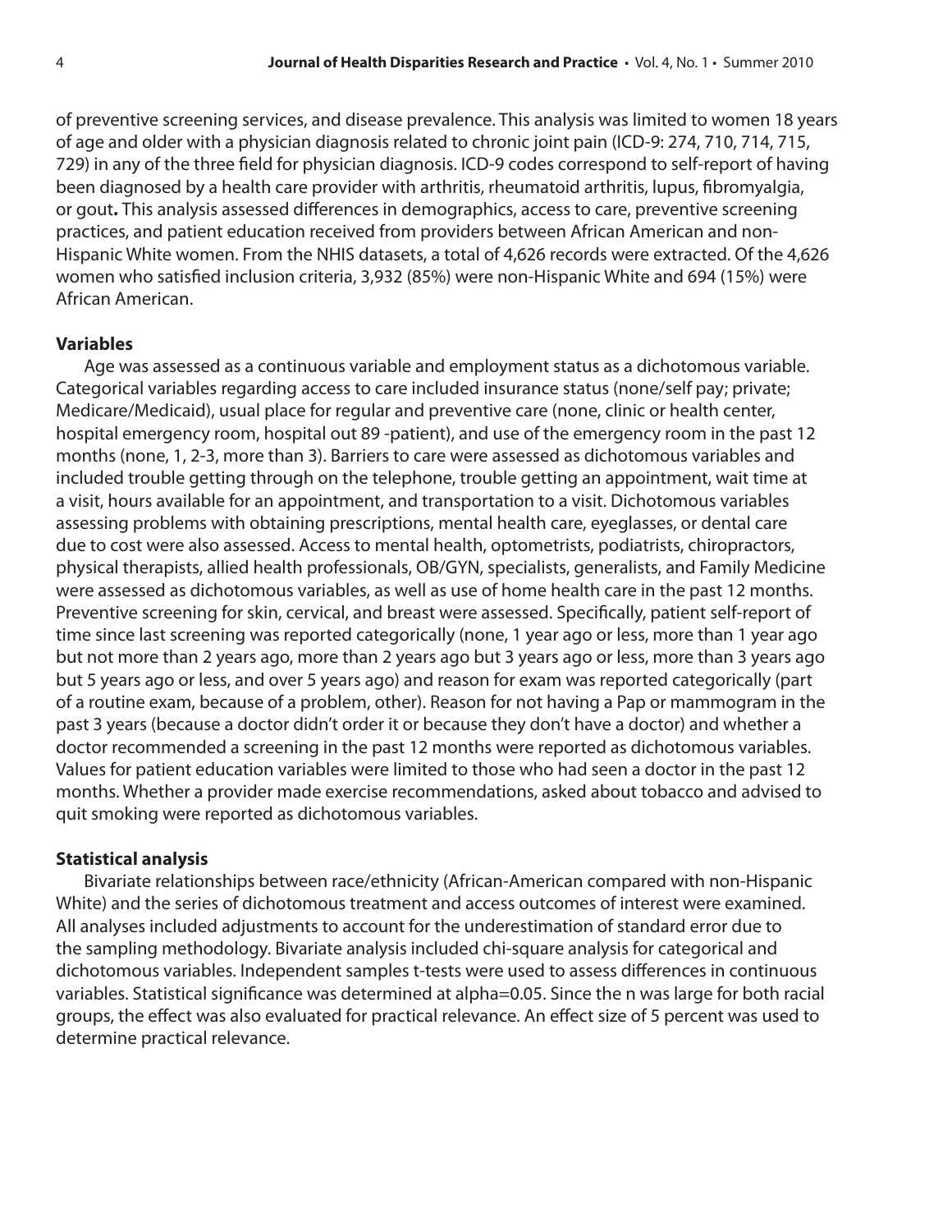of preventive screening services, and disease prevalence. This analysis was limited to women 18 years of age and older with a physician diagnosis related to chronic joint pain (ICD-9: 274, 710, 714, 715, 729) in any of the three field for physician diagnosis. ICD-9 codes correspond to self-report of having been diagnosed by a health care provider with arthritis, rheumatoid arthritis, lupus, fibromyalgia, or gout**.** This analysis assessed differences in demographics, access to care, preventive screening practices, and patient education received from providers between African American and non-Hispanic White women. From the NHIS datasets, a total of 4,626 records were extracted. Of the 4,626 women who satisfied inclusion criteria, 3,932 (85%) were non-Hispanic White and 694 (15%) were African American.

### Variables

Age was assessed as a continuous variable and employment status as a dichotomous variable. Categorical variables regarding access to care included insurance status (none/self pay; private; Medicare/Medicaid), usual place for regular and preventive care (none, clinic or health center, hospital emergency room, hospital out 89 -patient), and use of the emergency room in the past 12 months (none, 1, 2-3, more than 3). Barriers to care were assessed as dichotomous variables and included trouble getting through on the telephone, trouble getting an appointment, wait time at a visit, hours available for an appointment, and transportation to a visit. Dichotomous variables assessing problems with obtaining prescriptions, mental health care, eyeglasses, or dental care due to cost were also assessed. Access to mental health, optometrists, podiatrists, chiropractors, physical therapists, allied health professionals, OB/GYN, specialists, generalists, and Family Medicine were assessed as dichotomous variables, as well as use of home health care in the past 12 months. Preventive screening for skin, cervical, and breast were assessed. Specifically, patient self-report of time since last screening was reported categorically (none, 1 year ago or less, more than 1 year ago but not more than 2 years ago, more than 2 years ago but 3 years ago or less, more than 3 years ago but 5 years ago or less, and over 5 years ago) and reason for exam was reported categorically (part of a routine exam, because of a problem, other). Reason for not having a Pap or mammogram in the past 3 years (because a doctor didn't order it or because they don't have a doctor) and whether a doctor recommended a screening in the past 12 months were reported as dichotomous variables. Values for patient education variables were limited to those who had seen a doctor in the past 12 months. Whether a provider made exercise recommendations, asked about tobacco and advised to quit smoking were reported as dichotomous variables.

### Statistical analysis

Bivariate relationships between race/ethnicity (African-American compared with non-Hispanic White) and the series of dichotomous treatment and access outcomes of interest were examined. All analyses included adjustments to account for the underestimation of standard error due to the sampling methodology. Bivariate analysis included chi-square analysis for categorical and dichotomous variables. Independent samples t-tests were used to assess differences in continuous variables. Statistical significance was determined at alpha=0.05. Since the n was large for both racial groups, the effect was also evaluated for practical relevance. An effect size of 5 percent was used to determine practical relevance.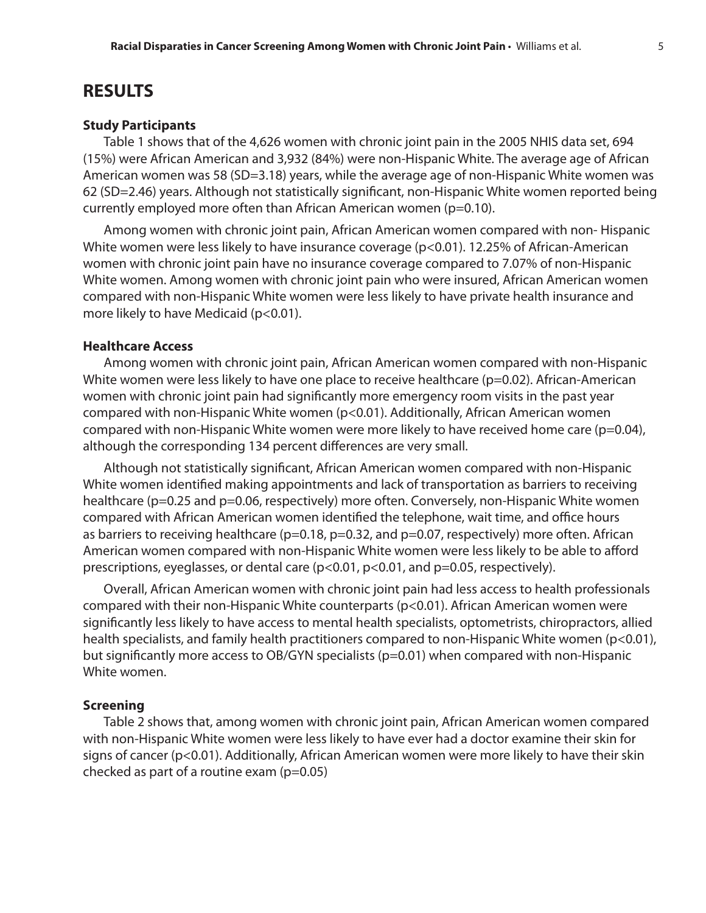## RESULTS

### Study Participants

Table 1 shows that of the 4,626 women with chronic joint pain in the 2005 NHIS data set, 694 (15%) were African American and 3,932 (84%) were non-Hispanic White. The average age of African American women was 58 (SD=3.18) years, while the average age of non-Hispanic White women was 62 (SD=2.46) years. Although not statistically significant, non-Hispanic White women reported being currently employed more often than African American women (p=0.10).

Among women with chronic joint pain, African American women compared with non- Hispanic White women were less likely to have insurance coverage (p<0.01). 12.25% of African-American women with chronic joint pain have no insurance coverage compared to 7.07% of non-Hispanic White women. Among women with chronic joint pain who were insured, African American women compared with non-Hispanic White women were less likely to have private health insurance and more likely to have Medicaid (p<0.01).

### Healthcare Access

Among women with chronic joint pain, African American women compared with non-Hispanic White women were less likely to have one place to receive healthcare (p=0.02). African-American women with chronic joint pain had significantly more emergency room visits in the past year compared with non-Hispanic White women (p<0.01). Additionally, African American women compared with non-Hispanic White women were more likely to have received home care (p=0.04), although the corresponding 134 percent differences are very small.

Although not statistically significant, African American women compared with non-Hispanic White women identified making appointments and lack of transportation as barriers to receiving healthcare (p=0.25 and p=0.06, respectively) more often. Conversely, non-Hispanic White women compared with African American women identified the telephone, wait time, and office hours as barriers to receiving healthcare (p=0.18, p=0.32, and p=0.07, respectively) more often. African American women compared with non-Hispanic White women were less likely to be able to afford prescriptions, eyeglasses, or dental care (p<0.01, p<0.01, and p=0.05, respectively).

Overall, African American women with chronic joint pain had less access to health professionals compared with their non-Hispanic White counterparts (p<0.01). African American women were significantly less likely to have access to mental health specialists, optometrists, chiropractors, allied health specialists, and family health practitioners compared to non-Hispanic White women (p<0.01), but significantly more access to OB/GYN specialists (p=0.01) when compared with non-Hispanic White women.

### Screening

Table 2 shows that, among women with chronic joint pain, African American women compared with non-Hispanic White women were less likely to have ever had a doctor examine their skin for signs of cancer (p<0.01). Additionally, African American women were more likely to have their skin checked as part of a routine exam (p=0.05)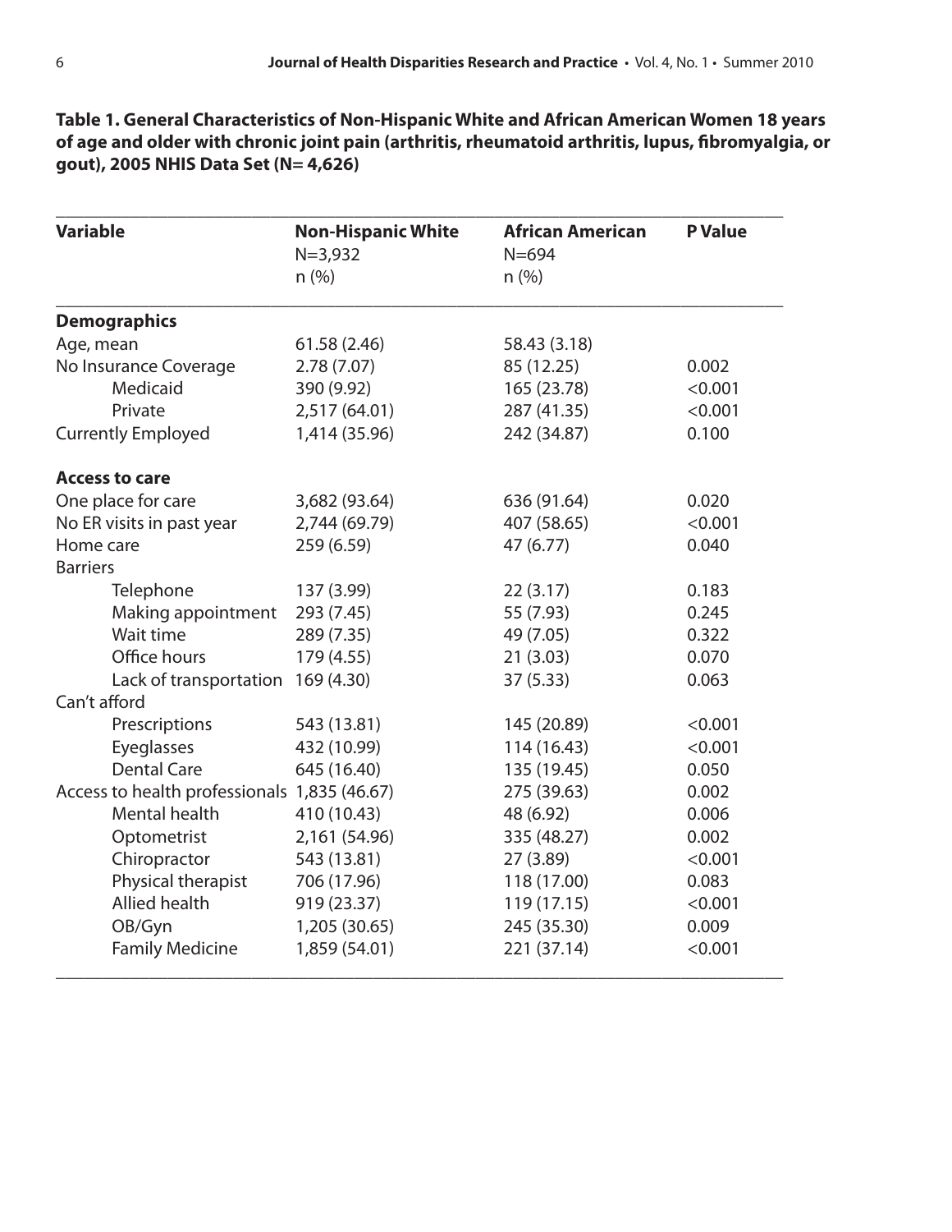**Table 1. General Characteristics of Non-Hispanic White and African American Women 18 years of age and older with chronic joint pain (arthritis, rheumatoid arthritis, lupus, fibromyalgia, or gout), 2005 NHIS Data Set (N= 4,626)**

| Variable | Non-Hispanic White<br>N=3,932<br>n (%) | African American<br>N=694<br>n (%) | P Value |
|---|---|---|---|
| **Demographics** | | | |
| Age, mean | 61.58 (2.46) | 58.43 (3.18) | |
| No Insurance Coverage | 2.78 (7.07) | 85 (12.25) | 0.002 |
| Medicaid | 390 (9.92) | 165 (23.78) | <0.001 |
| Private | 2,517 (64.01) | 287 (41.35) | <0.001 |
| Currently Employed | 1,414 (35.96) | 242 (34.87) | 0.100 |
| **Access to care** | | | |
| One place for care | 3,682 (93.64) | 636 (91.64) | 0.020 |
| No ER visits in past year | 2,744 (69.79) | 407 (58.65) | <0.001 |
| Home care | 259 (6.59) | 47 (6.77) | 0.040 |
| Barriers | | | |
| Telephone | 137 (3.99) | 22 (3.17) | 0.183 |
| Making appointment | 293 (7.45) | 55 (7.93) | 0.245 |
| Wait time | 289 (7.35) | 49 (7.05) | 0.322 |
| Office hours | 179 (4.55) | 21 (3.03) | 0.070 |
| Lack of transportation | 169 (4.30) | 37 (5.33) | 0.063 |
| Can't afford | | | |
| Prescriptions | 543 (13.81) | 145 (20.89) | <0.001 |
| Eyeglasses | 432 (10.99) | 114 (16.43) | <0.001 |
| Dental Care | 645 (16.40) | 135 (19.45) | 0.050 |
| Access to health professionals | 1,835 (46.67) | 275 (39.63) | 0.002 |
| Mental health | 410 (10.43) | 48 (6.92) | 0.006 |
| Optometrist | 2,161 (54.96) | 335 (48.27) | 0.002 |
| Chiropractor | 543 (13.81) | 27 (3.89) | <0.001 |
| Physical therapist | 706 (17.96) | 118 (17.00) | 0.083 |
| Allied health | 919 (23.37) | 119 (17.15) | <0.001 |
| OB/Gyn | 1,205 (30.65) | 245 (35.30) | 0.009 |
| Family Medicine | 1,859 (54.01) | 221 (37.14) | <0.001 |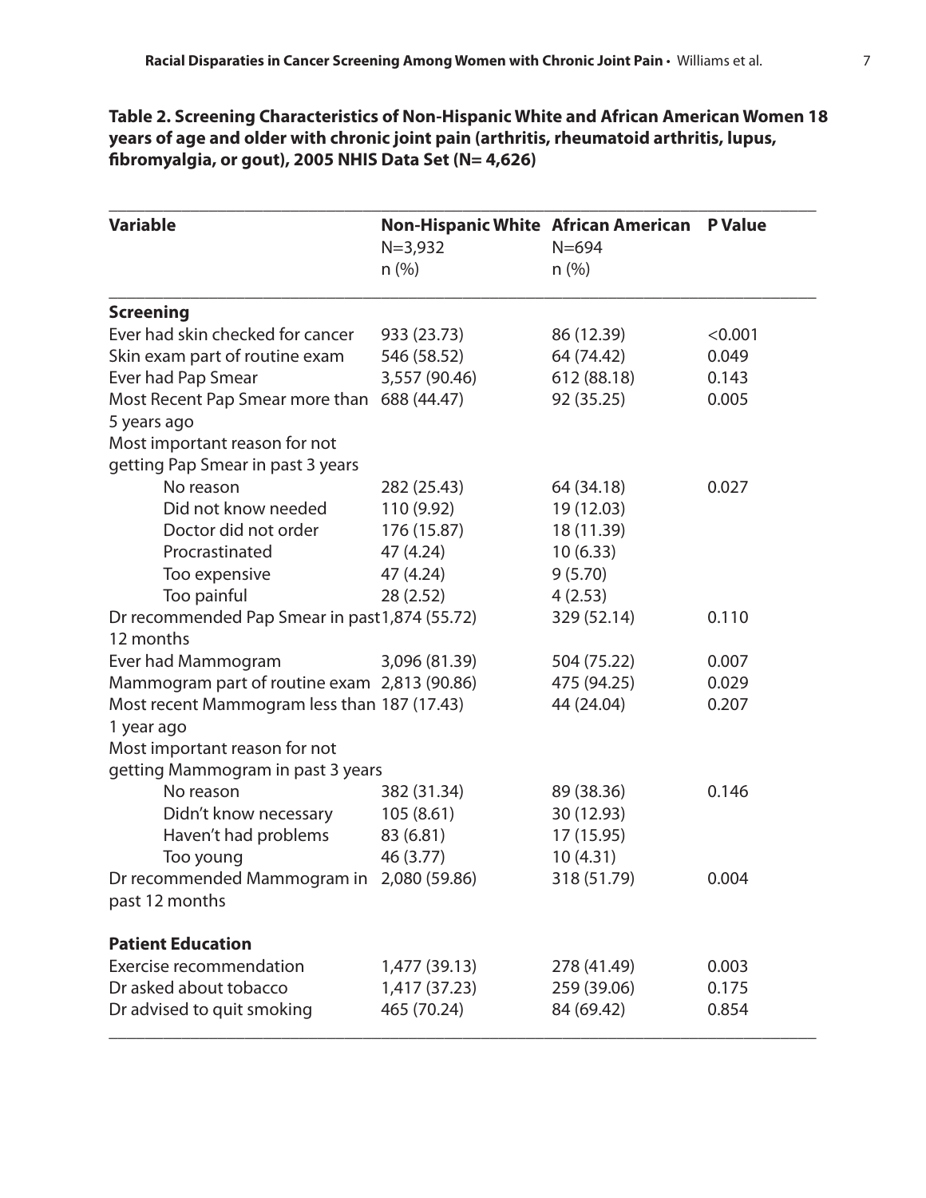**Table 2. Screening Characteristics of Non-Hispanic White and African American Women 18 years of age and older with chronic joint pain (arthritis, rheumatoid arthritis, lupus, fibromyalgia, or gout), 2005 NHIS Data Set (N= 4,626)**

| Variable | Non-Hispanic White N=3,932 n (%) | African American N=694 n (%) | P Value |
|---|---|---|---|
| **Screening** | | | |
| Ever had skin checked for cancer | 933 (23.73) | 86 (12.39) | <0.001 |
| Skin exam part of routine exam | 546 (58.52) | 64 (74.42) | 0.049 |
| Ever had Pap Smear | 3,557 (90.46) | 612 (88.18) | 0.143 |
| Most Recent Pap Smear more than 5 years ago | 688 (44.47) | 92 (35.25) | 0.005 |
| Most important reason for not getting Pap Smear in past 3 years | | | |
| No reason | 282 (25.43) | 64 (34.18) | 0.027 |
| Did not know needed | 110 (9.92) | 19 (12.03) | |
| Doctor did not order | 176 (15.87) | 18 (11.39) | |
| Procrastinated | 47 (4.24) | 10 (6.33) | |
| Too expensive | 47 (4.24) | 9 (5.70) | |
| Too painful | 28 (2.52) | 4 (2.53) | |
| Dr recommended Pap Smear in past 12 months | 1,874 (55.72) | 329 (52.14) | 0.110 |
| Ever had Mammogram | 3,096 (81.39) | 504 (75.22) | 0.007 |
| Mammogram part of routine exam | 2,813 (90.86) | 475 (94.25) | 0.029 |
| Most recent Mammogram less than 1 year ago | 187 (17.43) | 44 (24.04) | 0.207 |
| Most important reason for not getting Mammogram in past 3 years | | | |
| No reason | 382 (31.34) | 89 (38.36) | 0.146 |
| Didn't know necessary | 105 (8.61) | 30 (12.93) | |
| Haven't had problems | 83 (6.81) | 17 (15.95) | |
| Too young | 46 (3.77) | 10 (4.31) | |
| Dr recommended Mammogram in past 12 months | 2,080 (59.86) | 318 (51.79) | 0.004 |
| **Patient Education** | | | |
| Exercise recommendation | 1,477 (39.13) | 278 (41.49) | 0.003 |
| Dr asked about tobacco | 1,417 (37.23) | 259 (39.06) | 0.175 |
| Dr advised to quit smoking | 465 (70.24) | 84 (69.42) | 0.854 |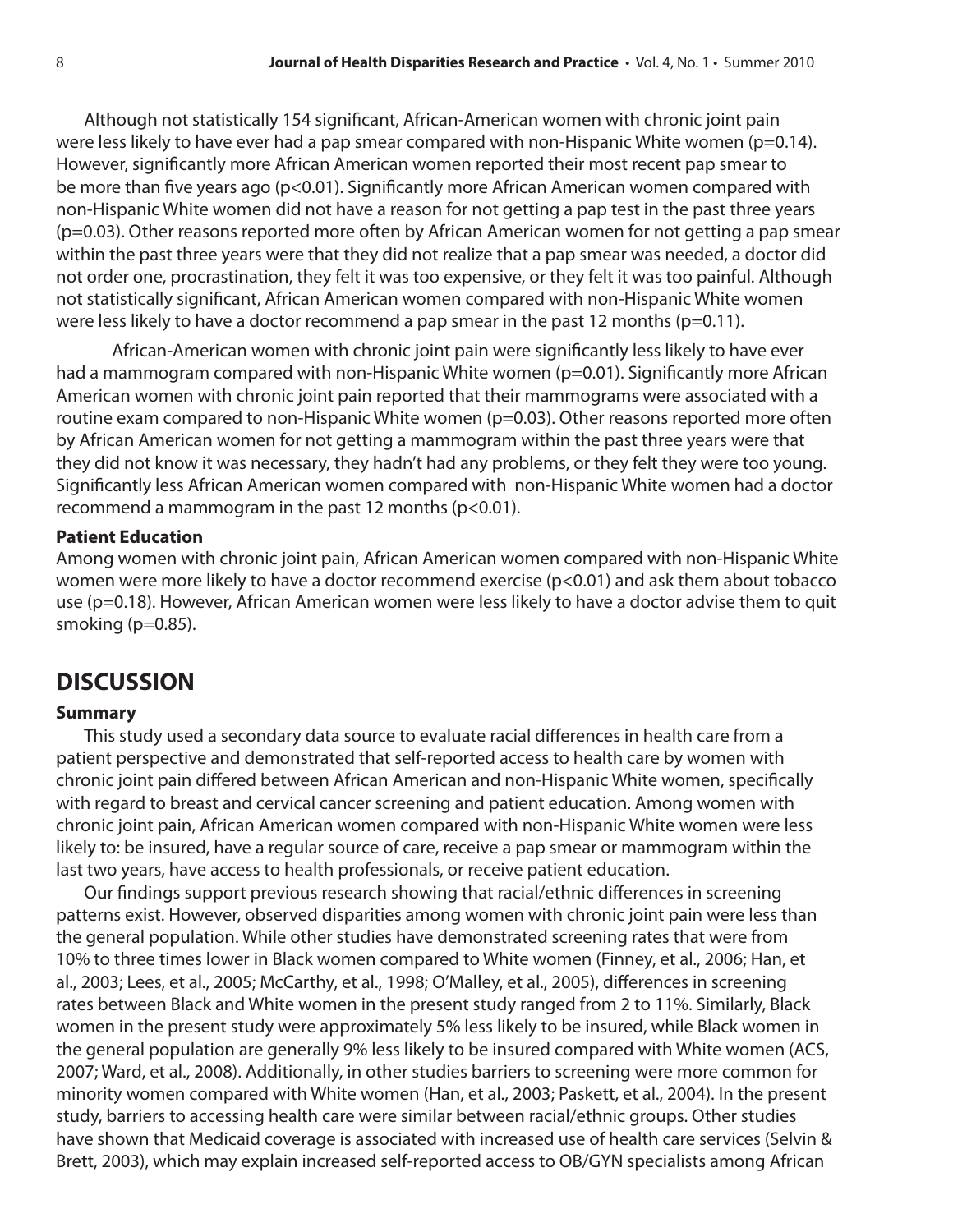Although not statistically 154 significant, African-American women with chronic joint pain were less likely to have ever had a pap smear compared with non-Hispanic White women ($p=0.14$). However, significantly more African American women reported their most recent pap smear to be more than five years ago ($p<0.01$). Significantly more African American women compared with non-Hispanic White women did not have a reason for not getting a pap test in the past three years ($p=0.03$). Other reasons reported more often by African American women for not getting a pap smear within the past three years were that they did not realize that a pap smear was needed, a doctor did not order one, procrastination, they felt it was too expensive, or they felt it was too painful. Although not statistically significant, African American women compared with non-Hispanic White women were less likely to have a doctor recommend a pap smear in the past 12 months ($p=0.11$).

African-American women with chronic joint pain were significantly less likely to have ever had a mammogram compared with non-Hispanic White women ($p=0.01$). Significantly more African American women with chronic joint pain reported that their mammograms were associated with a routine exam compared to non-Hispanic White women ($p=0.03$). Other reasons reported more often by African American women for not getting a mammogram within the past three years were that they did not know it was necessary, they hadn't had any problems, or they felt they were too young. Significantly less African American women compared with non-Hispanic White women had a doctor recommend a mammogram in the past 12 months ($p<0.01$).

### Patient Education

Among women with chronic joint pain, African American women compared with non-Hispanic White women were more likely to have a doctor recommend exercise ($p<0.01$) and ask them about tobacco use ($p=0.18$). However, African American women were less likely to have a doctor advise them to quit smoking ($p=0.85$).

## DISCUSSION

### Summary

This study used a secondary data source to evaluate racial differences in health care from a patient perspective and demonstrated that self-reported access to health care by women with chronic joint pain differed between African American and non-Hispanic White women, specifically with regard to breast and cervical cancer screening and patient education. Among women with chronic joint pain, African American women compared with non-Hispanic White women were less likely to: be insured, have a regular source of care, receive a pap smear or mammogram within the last two years, have access to health professionals, or receive patient education.

Our findings support previous research showing that racial/ethnic differences in screening patterns exist. However, observed disparities among women with chronic joint pain were less than the general population. While other studies have demonstrated screening rates that were from 10% to three times lower in Black women compared to White women (Finney, et al., 2006; Han, et al., 2003; Lees, et al., 2005; McCarthy, et al., 1998; O'Malley, et al., 2005), differences in screening rates between Black and White women in the present study ranged from 2 to 11%. Similarly, Black women in the present study were approximately 5% less likely to be insured, while Black women in the general population are generally 9% less likely to be insured compared with White women (ACS, 2007; Ward, et al., 2008). Additionally, in other studies barriers to screening were more common for minority women compared with White women (Han, et al., 2003; Paskett, et al., 2004). In the present study, barriers to accessing health care were similar between racial/ethnic groups. Other studies have shown that Medicaid coverage is associated with increased use of health care services (Selvin & Brett, 2003), which may explain increased self-reported access to OB/GYN specialists among African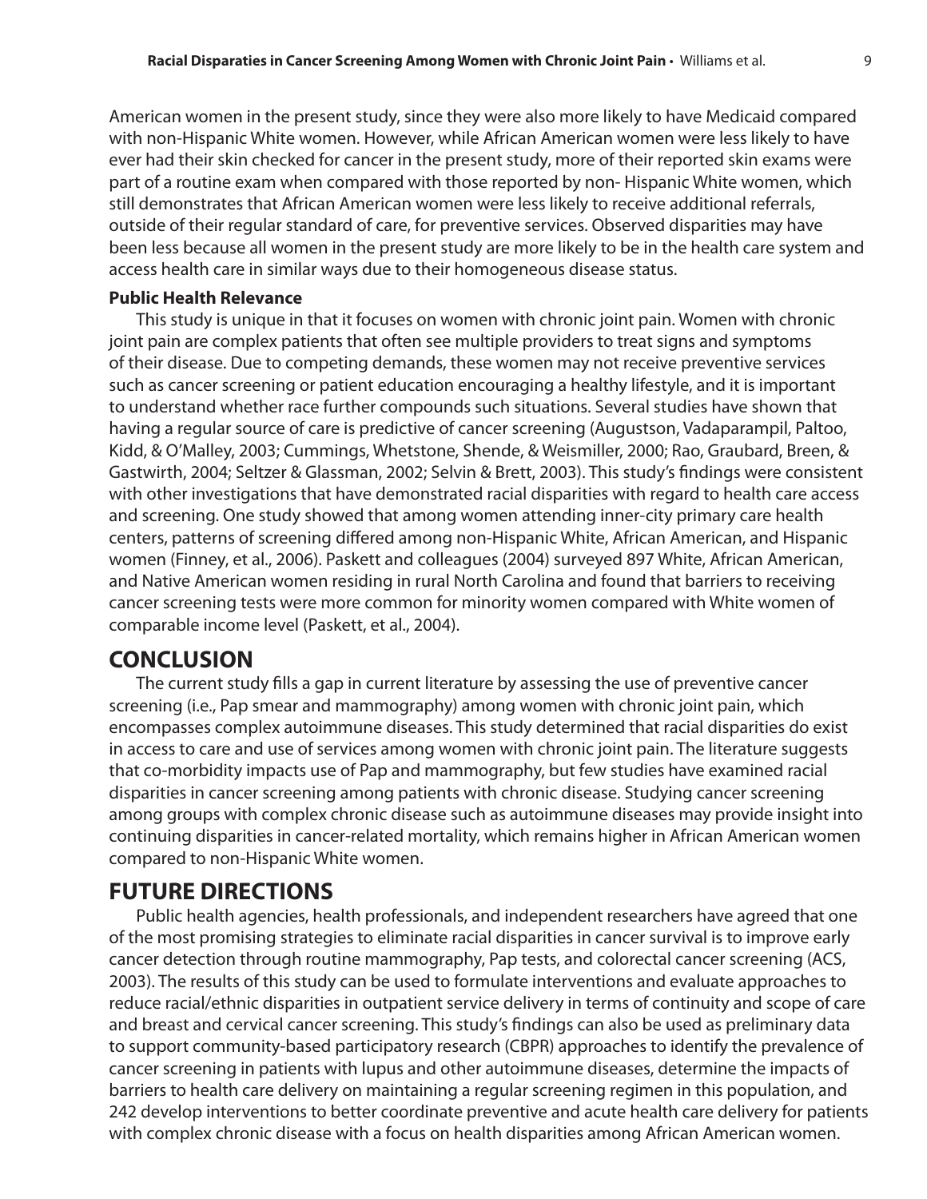American women in the present study, since they were also more likely to have Medicaid compared with non-Hispanic White women. However, while African American women were less likely to have ever had their skin checked for cancer in the present study, more of their reported skin exams were part of a routine exam when compared with those reported by non- Hispanic White women, which still demonstrates that African American women were less likely to receive additional referrals, outside of their regular standard of care, for preventive services. Observed disparities may have been less because all women in the present study are more likely to be in the health care system and access health care in similar ways due to their homogeneous disease status.

**Public Health Relevance**

This study is unique in that it focuses on women with chronic joint pain. Women with chronic joint pain are complex patients that often see multiple providers to treat signs and symptoms of their disease. Due to competing demands, these women may not receive preventive services such as cancer screening or patient education encouraging a healthy lifestyle, and it is important to understand whether race further compounds such situations. Several studies have shown that having a regular source of care is predictive of cancer screening (Augustson, Vadaparampil, Paltoo, Kidd, & O'Malley, 2003; Cummings, Whetstone, Shende, & Weismiller, 2000; Rao, Graubard, Breen, & Gastwirth, 2004; Seltzer & Glassman, 2002; Selvin & Brett, 2003). This study's findings were consistent with other investigations that have demonstrated racial disparities with regard to health care access and screening. One study showed that among women attending inner-city primary care health centers, patterns of screening differed among non-Hispanic White, African American, and Hispanic women (Finney, et al., 2006). Paskett and colleagues (2004) surveyed 897 White, African American, and Native American women residing in rural North Carolina and found that barriers to receiving cancer screening tests were more common for minority women compared with White women of comparable income level (Paskett, et al., 2004).

## CONCLUSION

The current study fills a gap in current literature by assessing the use of preventive cancer screening (i.e., Pap smear and mammography) among women with chronic joint pain, which encompasses complex autoimmune diseases. This study determined that racial disparities do exist in access to care and use of services among women with chronic joint pain. The literature suggests that co-morbidity impacts use of Pap and mammography, but few studies have examined racial disparities in cancer screening among patients with chronic disease. Studying cancer screening among groups with complex chronic disease such as autoimmune diseases may provide insight into continuing disparities in cancer-related mortality, which remains higher in African American women compared to non-Hispanic White women.

## FUTURE DIRECTIONS

Public health agencies, health professionals, and independent researchers have agreed that one of the most promising strategies to eliminate racial disparities in cancer survival is to improve early cancer detection through routine mammography, Pap tests, and colorectal cancer screening (ACS, 2003). The results of this study can be used to formulate interventions and evaluate approaches to reduce racial/ethnic disparities in outpatient service delivery in terms of continuity and scope of care and breast and cervical cancer screening. This study's findings can also be used as preliminary data to support community-based participatory research (CBPR) approaches to identify the prevalence of cancer screening in patients with lupus and other autoimmune diseases, determine the impacts of barriers to health care delivery on maintaining a regular screening regimen in this population, and 242 develop interventions to better coordinate preventive and acute health care delivery for patients with complex chronic disease with a focus on health disparities among African American women.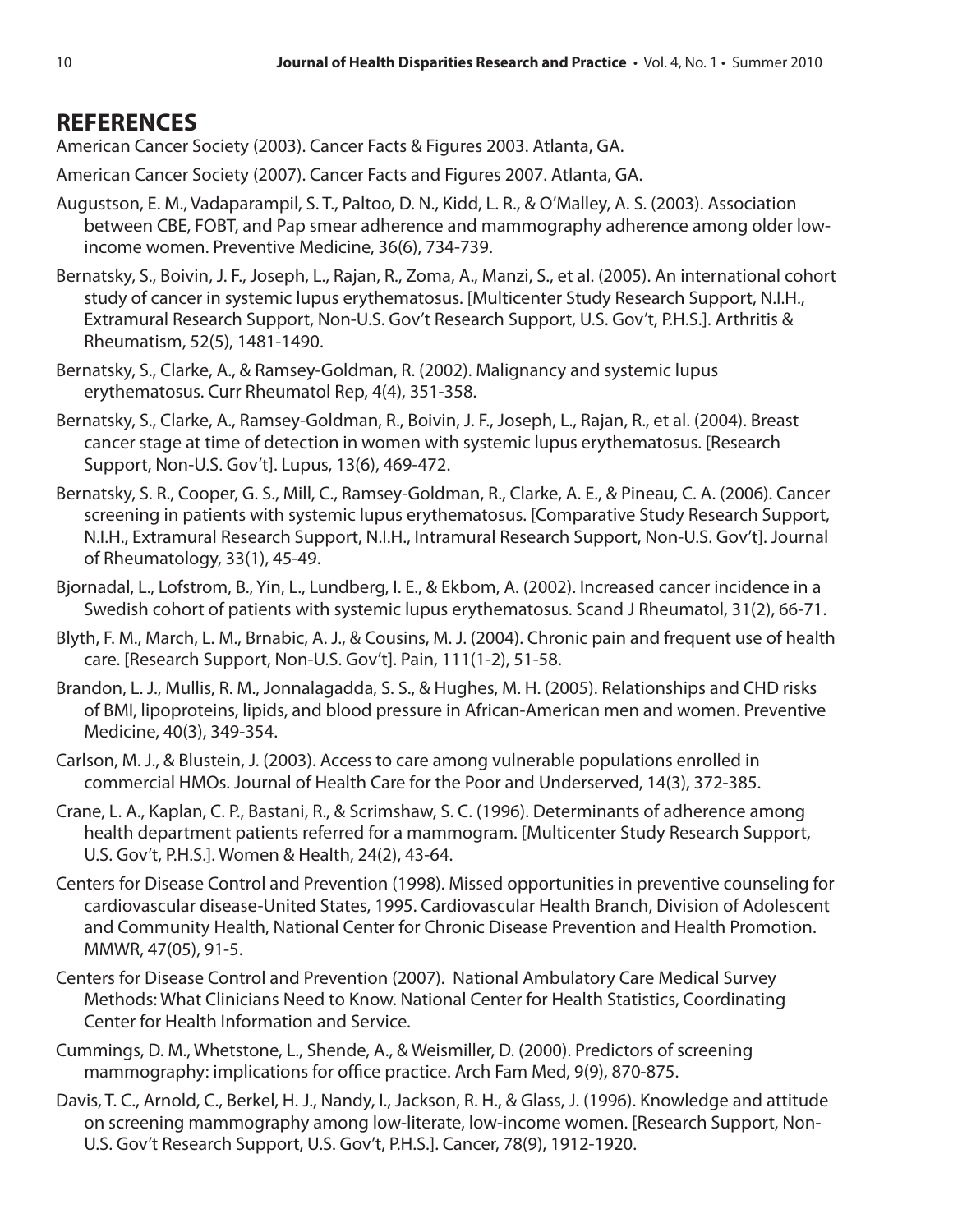## REFERENCES

American Cancer Society (2003). Cancer Facts & Figures 2003. Atlanta, GA.

American Cancer Society (2007). Cancer Facts and Figures 2007. Atlanta, GA.

Augustson, E. M., Vadaparampil, S. T., Paltoo, D. N., Kidd, L. R., & O'Malley, A. S. (2003). Association between CBE, FOBT, and Pap smear adherence and mammography adherence among older low-income women. Preventive Medicine, 36(6), 734-739.

Bernatsky, S., Boivin, J. F., Joseph, L., Rajan, R., Zoma, A., Manzi, S., et al. (2005). An international cohort study of cancer in systemic lupus erythematosus. [Multicenter Study Research Support, N.I.H., Extramural Research Support, Non-U.S. Gov't Research Support, U.S. Gov't, P.H.S.]. Arthritis & Rheumatism, 52(5), 1481-1490.

Bernatsky, S., Clarke, A., & Ramsey-Goldman, R. (2002). Malignancy and systemic lupus erythematosus. Curr Rheumatol Rep, 4(4), 351-358.

Bernatsky, S., Clarke, A., Ramsey-Goldman, R., Boivin, J. F., Joseph, L., Rajan, R., et al. (2004). Breast cancer stage at time of detection in women with systemic lupus erythematosus. [Research Support, Non-U.S. Gov't]. Lupus, 13(6), 469-472.

Bernatsky, S. R., Cooper, G. S., Mill, C., Ramsey-Goldman, R., Clarke, A. E., & Pineau, C. A. (2006). Cancer screening in patients with systemic lupus erythematosus. [Comparative Study Research Support, N.I.H., Extramural Research Support, N.I.H., Intramural Research Support, Non-U.S. Gov't]. Journal of Rheumatology, 33(1), 45-49.

Bjornadal, L., Lofstrom, B., Yin, L., Lundberg, I. E., & Ekbom, A. (2002). Increased cancer incidence in a Swedish cohort of patients with systemic lupus erythematosus. Scand J Rheumatol, 31(2), 66-71.

Blyth, F. M., March, L. M., Brnabic, A. J., & Cousins, M. J. (2004). Chronic pain and frequent use of health care. [Research Support, Non-U.S. Gov't]. Pain, 111(1-2), 51-58.

Brandon, L. J., Mullis, R. M., Jonnalagadda, S. S., & Hughes, M. H. (2005). Relationships and CHD risks of BMI, lipoproteins, lipids, and blood pressure in African-American men and women. Preventive Medicine, 40(3), 349-354.

Carlson, M. J., & Blustein, J. (2003). Access to care among vulnerable populations enrolled in commercial HMOs. Journal of Health Care for the Poor and Underserved, 14(3), 372-385.

Crane, L. A., Kaplan, C. P., Bastani, R., & Scrimshaw, S. C. (1996). Determinants of adherence among health department patients referred for a mammogram. [Multicenter Study Research Support, U.S. Gov't, P.H.S.]. Women & Health, 24(2), 43-64.

Centers for Disease Control and Prevention (1998). Missed opportunities in preventive counseling for cardiovascular disease-United States, 1995. Cardiovascular Health Branch, Division of Adolescent and Community Health, National Center for Chronic Disease Prevention and Health Promotion. MMWR, 47(05), 91-5.

Centers for Disease Control and Prevention (2007). National Ambulatory Care Medical Survey Methods: What Clinicians Need to Know. National Center for Health Statistics, Coordinating Center for Health Information and Service.

Cummings, D. M., Whetstone, L., Shende, A., & Weismiller, D. (2000). Predictors of screening mammography: implications for office practice. Arch Fam Med, 9(9), 870-875.

Davis, T. C., Arnold, C., Berkel, H. J., Nandy, I., Jackson, R. H., & Glass, J. (1996). Knowledge and attitude on screening mammography among low-literate, low-income women. [Research Support, Non-U.S. Gov't Research Support, U.S. Gov't, P.H.S.]. Cancer, 78(9), 1912-1920.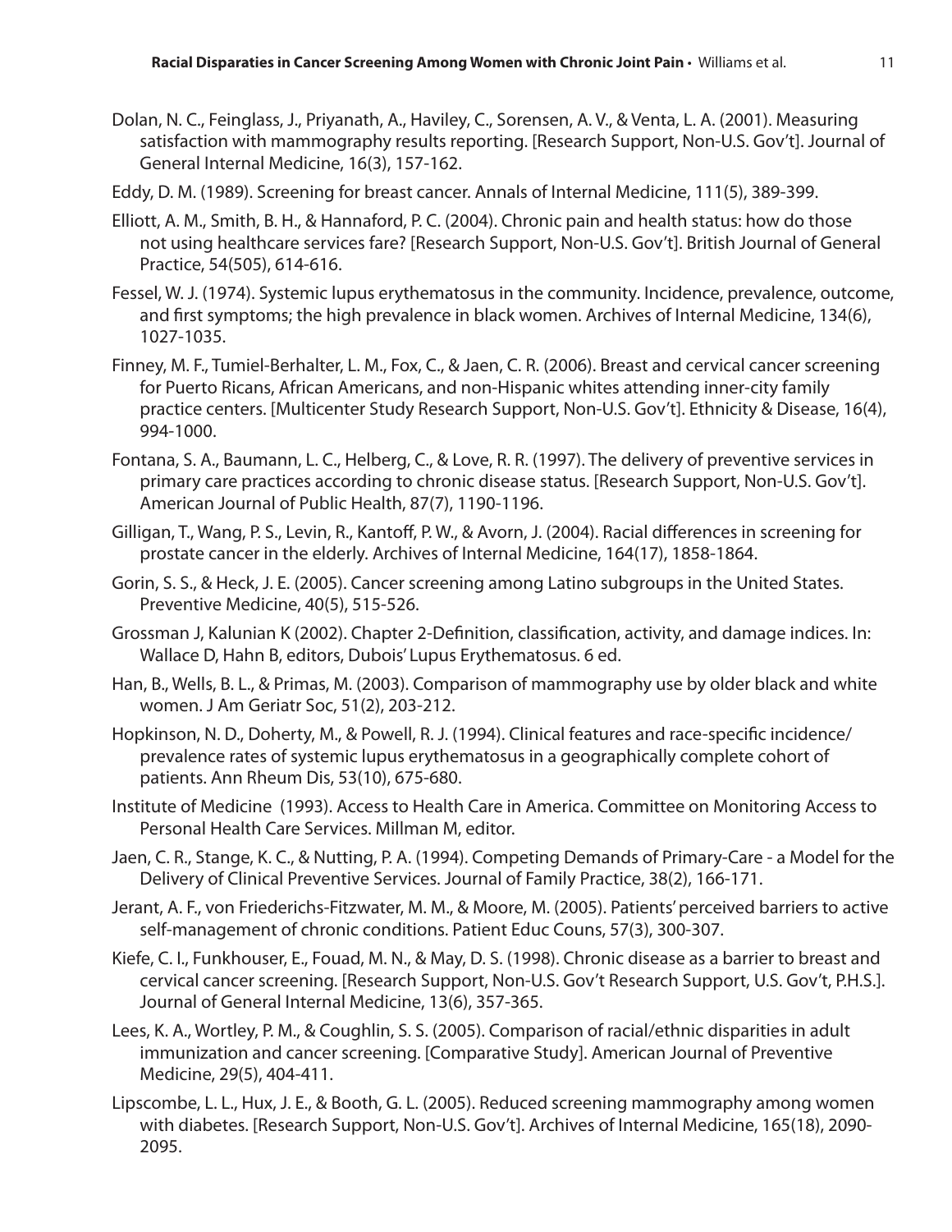Dolan, N. C., Feinglass, J., Priyanath, A., Haviley, C., Sorensen, A. V., & Venta, L. A. (2001). Measuring satisfaction with mammography results reporting. [Research Support, Non-U.S. Gov't]. Journal of General Internal Medicine, 16(3), 157-162.

Eddy, D. M. (1989). Screening for breast cancer. Annals of Internal Medicine, 111(5), 389-399.

Elliott, A. M., Smith, B. H., & Hannaford, P. C. (2004). Chronic pain and health status: how do those not using healthcare services fare? [Research Support, Non-U.S. Gov't]. British Journal of General Practice, 54(505), 614-616.

Fessel, W. J. (1974). Systemic lupus erythematosus in the community. Incidence, prevalence, outcome, and first symptoms; the high prevalence in black women. Archives of Internal Medicine, 134(6), 1027-1035.

Finney, M. F., Tumiel-Berhalter, L. M., Fox, C., & Jaen, C. R. (2006). Breast and cervical cancer screening for Puerto Ricans, African Americans, and non-Hispanic whites attending inner-city family practice centers. [Multicenter Study Research Support, Non-U.S. Gov't]. Ethnicity & Disease, 16(4), 994-1000.

Fontana, S. A., Baumann, L. C., Helberg, C., & Love, R. R. (1997). The delivery of preventive services in primary care practices according to chronic disease status. [Research Support, Non-U.S. Gov't]. American Journal of Public Health, 87(7), 1190-1196.

Gilligan, T., Wang, P. S., Levin, R., Kantoff, P. W., & Avorn, J. (2004). Racial differences in screening for prostate cancer in the elderly. Archives of Internal Medicine, 164(17), 1858-1864.

Gorin, S. S., & Heck, J. E. (2005). Cancer screening among Latino subgroups in the United States. Preventive Medicine, 40(5), 515-526.

Grossman J, Kalunian K (2002). Chapter 2-Definition, classification, activity, and damage indices. In: Wallace D, Hahn B, editors, Dubois' Lupus Erythematosus. 6 ed.

Han, B., Wells, B. L., & Primas, M. (2003). Comparison of mammography use by older black and white women. J Am Geriatr Soc, 51(2), 203-212.

Hopkinson, N. D., Doherty, M., & Powell, R. J. (1994). Clinical features and race-specific incidence/prevalence rates of systemic lupus erythematosus in a geographically complete cohort of patients. Ann Rheum Dis, 53(10), 675-680.

Institute of Medicine (1993). Access to Health Care in America. Committee on Monitoring Access to Personal Health Care Services. Millman M, editor.

Jaen, C. R., Stange, K. C., & Nutting, P. A. (1994). Competing Demands of Primary-Care - a Model for the Delivery of Clinical Preventive Services. Journal of Family Practice, 38(2), 166-171.

Jerant, A. F., von Friederichs-Fitzwater, M. M., & Moore, M. (2005). Patients' perceived barriers to active self-management of chronic conditions. Patient Educ Couns, 57(3), 300-307.

Kiefe, C. I., Funkhouser, E., Fouad, M. N., & May, D. S. (1998). Chronic disease as a barrier to breast and cervical cancer screening. [Research Support, Non-U.S. Gov't Research Support, U.S. Gov't, P.H.S.]. Journal of General Internal Medicine, 13(6), 357-365.

Lees, K. A., Wortley, P. M., & Coughlin, S. S. (2005). Comparison of racial/ethnic disparities in adult immunization and cancer screening. [Comparative Study]. American Journal of Preventive Medicine, 29(5), 404-411.

Lipscombe, L. L., Hux, J. E., & Booth, G. L. (2005). Reduced screening mammography among women with diabetes. [Research Support, Non-U.S. Gov't]. Archives of Internal Medicine, 165(18), 2090-2095.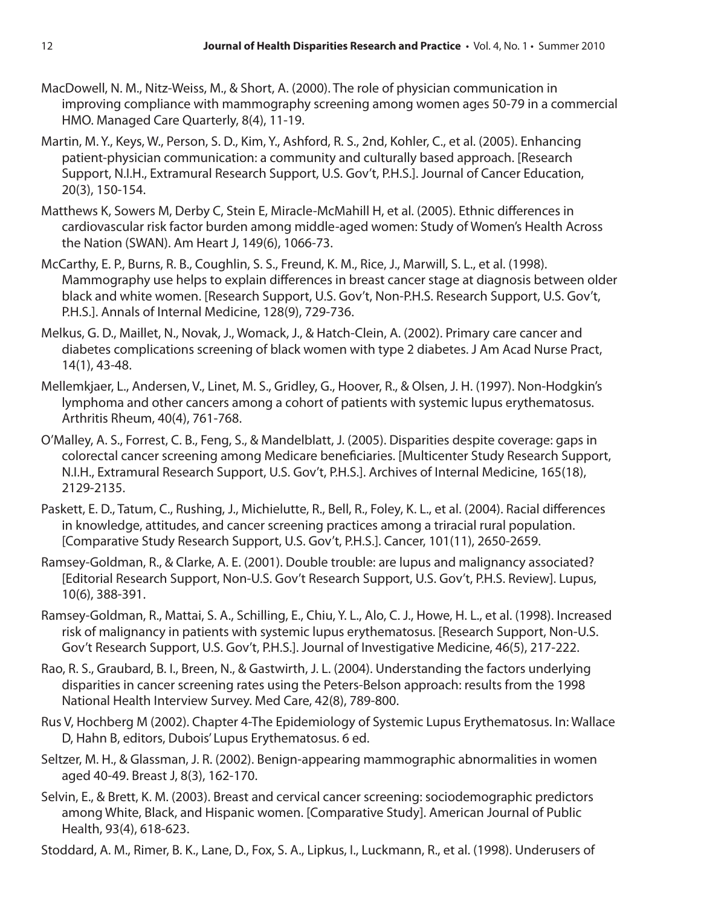MacDowell, N. M., Nitz-Weiss, M., & Short, A. (2000). The role of physician communication in improving compliance with mammography screening among women ages 50-79 in a commercial HMO. Managed Care Quarterly, 8(4), 11-19.

Martin, M. Y., Keys, W., Person, S. D., Kim, Y., Ashford, R. S., 2nd, Kohler, C., et al. (2005). Enhancing patient-physician communication: a community and culturally based approach. [Research Support, N.I.H., Extramural Research Support, U.S. Gov't, P.H.S.]. Journal of Cancer Education, 20(3), 150-154.

Matthews K, Sowers M, Derby C, Stein E, Miracle-McMahill H, et al. (2005). Ethnic differences in cardiovascular risk factor burden among middle-aged women: Study of Women's Health Across the Nation (SWAN). Am Heart J, 149(6), 1066-73.

McCarthy, E. P., Burns, R. B., Coughlin, S. S., Freund, K. M., Rice, J., Marwill, S. L., et al. (1998). Mammography use helps to explain differences in breast cancer stage at diagnosis between older black and white women. [Research Support, U.S. Gov't, Non-P.H.S. Research Support, U.S. Gov't, P.H.S.]. Annals of Internal Medicine, 128(9), 729-736.

Melkus, G. D., Maillet, N., Novak, J., Womack, J., & Hatch-Clein, A. (2002). Primary care cancer and diabetes complications screening of black women with type 2 diabetes. J Am Acad Nurse Pract, 14(1), 43-48.

Mellemkjaer, L., Andersen, V., Linet, M. S., Gridley, G., Hoover, R., & Olsen, J. H. (1997). Non-Hodgkin's lymphoma and other cancers among a cohort of patients with systemic lupus erythematosus. Arthritis Rheum, 40(4), 761-768.

O'Malley, A. S., Forrest, C. B., Feng, S., & Mandelblatt, J. (2005). Disparities despite coverage: gaps in colorectal cancer screening among Medicare beneficiaries. [Multicenter Study Research Support, N.I.H., Extramural Research Support, U.S. Gov't, P.H.S.]. Archives of Internal Medicine, 165(18), 2129-2135.

Paskett, E. D., Tatum, C., Rushing, J., Michielutte, R., Bell, R., Foley, K. L., et al. (2004). Racial differences in knowledge, attitudes, and cancer screening practices among a triracial rural population. [Comparative Study Research Support, U.S. Gov't, P.H.S.]. Cancer, 101(11), 2650-2659.

Ramsey-Goldman, R., & Clarke, A. E. (2001). Double trouble: are lupus and malignancy associated? [Editorial Research Support, Non-U.S. Gov't Research Support, U.S. Gov't, P.H.S. Review]. Lupus, 10(6), 388-391.

Ramsey-Goldman, R., Mattai, S. A., Schilling, E., Chiu, Y. L., Alo, C. J., Howe, H. L., et al. (1998). Increased risk of malignancy in patients with systemic lupus erythematosus. [Research Support, Non-U.S. Gov't Research Support, U.S. Gov't, P.H.S.]. Journal of Investigative Medicine, 46(5), 217-222.

Rao, R. S., Graubard, B. I., Breen, N., & Gastwirth, J. L. (2004). Understanding the factors underlying disparities in cancer screening rates using the Peters-Belson approach: results from the 1998 National Health Interview Survey. Med Care, 42(8), 789-800.

Rus V, Hochberg M (2002). Chapter 4-The Epidemiology of Systemic Lupus Erythematosus. In: Wallace D, Hahn B, editors, Dubois' Lupus Erythematosus. 6 ed.

Seltzer, M. H., & Glassman, J. R. (2002). Benign-appearing mammographic abnormalities in women aged 40-49. Breast J, 8(3), 162-170.

Selvin, E., & Brett, K. M. (2003). Breast and cervical cancer screening: sociodemographic predictors among White, Black, and Hispanic women. [Comparative Study]. American Journal of Public Health, 93(4), 618-623.

Stoddard, A. M., Rimer, B. K., Lane, D., Fox, S. A., Lipkus, I., Luckmann, R., et al. (1998). Underusers of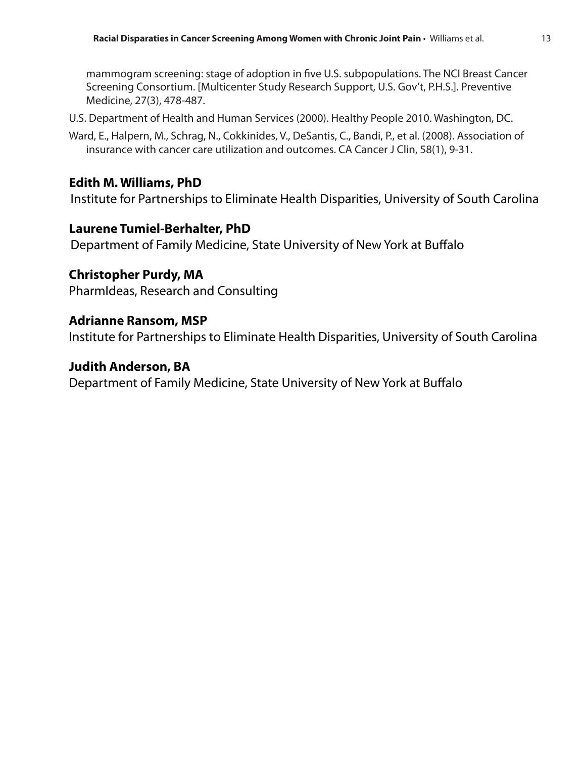mammogram screening: stage of adoption in five U.S. subpopulations. The NCI Breast Cancer Screening Consortium. [Multicenter Study Research Support, U.S. Gov't, P.H.S.]. Preventive Medicine, 27(3), 478-487.

U.S. Department of Health and Human Services (2000). Healthy People 2010. Washington, DC.

Ward, E., Halpern, M., Schrag, N., Cokkinides, V., DeSantis, C., Bandi, P., et al. (2008). Association of insurance with cancer care utilization and outcomes. CA Cancer J Clin, 58(1), 9-31.

**Edith M. Williams, PhD**
Institute for Partnerships to Eliminate Health Disparities, University of South Carolina

**Laurene Tumiel-Berhalter, PhD**
Department of Family Medicine, State University of New York at Buffalo

**Christopher Purdy, MA**
PharmIdeas, Research and Consulting

**Adrianne Ransom, MSP**
Institute for Partnerships to Eliminate Health Disparities, University of South Carolina

**Judith Anderson, BA**
Department of Family Medicine, State University of New York at Buffalo